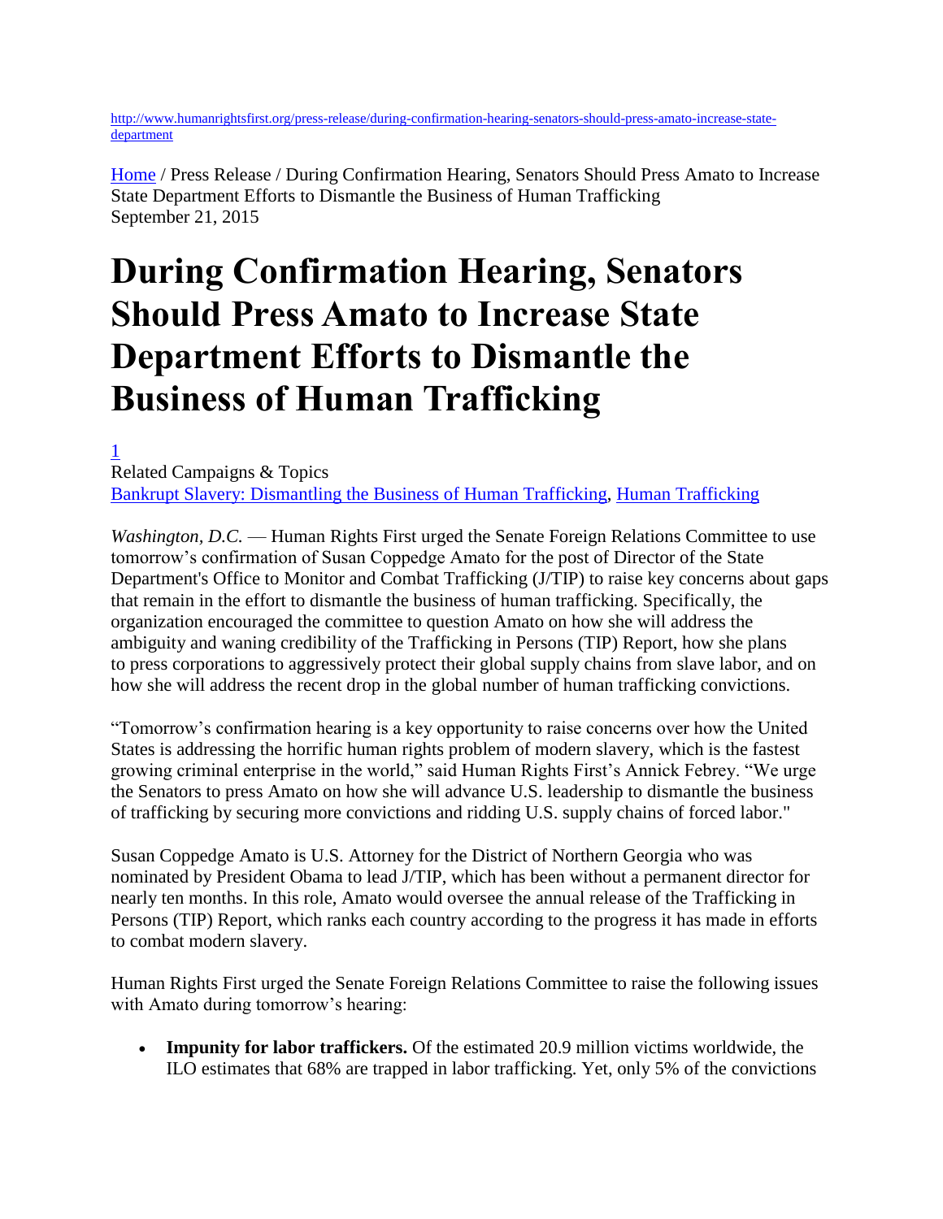http://www.humanrightsfirst.org/press-release/during-confirmation-hearing-senators-should-press-amato-increase-state-department

Home / Press Release / During Confirmation Hearing, Senators Should Press Amato to Increase State Department Efforts to Dismantle the Business of Human Trafficking
September 21, 2015

# During Confirmation Hearing, Senators Should Press Amato to Increase State Department Efforts to Dismantle the Business of Human Trafficking

1
Related Campaigns & Topics
Bankrupt Slavery: Dismantling the Business of Human Trafficking, Human Trafficking

*Washington, D.C.* — Human Rights First urged the Senate Foreign Relations Committee to use tomorrow's confirmation of Susan Coppedge Amato for the post of Director of the State Department's Office to Monitor and Combat Trafficking (J/TIP) to raise key concerns about gaps that remain in the effort to dismantle the business of human trafficking. Specifically, the organization encouraged the committee to question Amato on how she will address the ambiguity and waning credibility of the Trafficking in Persons (TIP) Report, how she plans to press corporations to aggressively protect their global supply chains from slave labor, and on how she will address the recent drop in the global number of human trafficking convictions.

"Tomorrow's confirmation hearing is a key opportunity to raise concerns over how the United States is addressing the horrific human rights problem of modern slavery, which is the fastest growing criminal enterprise in the world," said Human Rights First's Annick Febrey. "We urge the Senators to press Amato on how she will advance U.S. leadership to dismantle the business of trafficking by securing more convictions and ridding U.S. supply chains of forced labor."

Susan Coppedge Amato is U.S. Attorney for the District of Northern Georgia who was nominated by President Obama to lead J/TIP, which has been without a permanent director for nearly ten months. In this role, Amato would oversee the annual release of the Trafficking in Persons (TIP) Report, which ranks each country according to the progress it has made in efforts to combat modern slavery.

Human Rights First urged the Senate Foreign Relations Committee to raise the following issues with Amato during tomorrow's hearing:

- **Impunity for labor traffickers.** Of the estimated 20.9 million victims worldwide, the ILO estimates that 68% are trapped in labor trafficking. Yet, only 5% of the convictions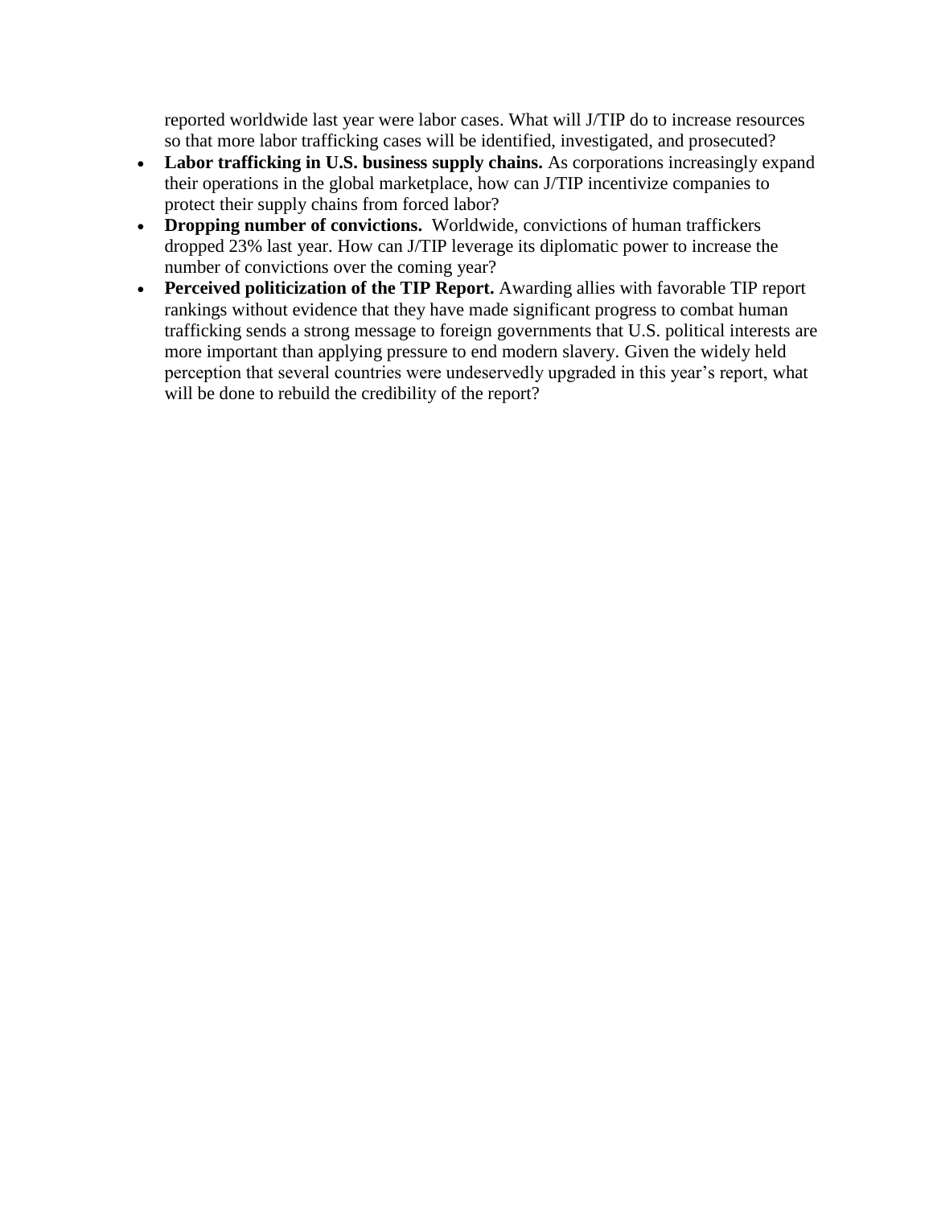reported worldwide last year were labor cases. What will J/TIP do to increase resources so that more labor trafficking cases will be identified, investigated, and prosecuted?

- **Labor trafficking in U.S. business supply chains.** As corporations increasingly expand their operations in the global marketplace, how can J/TIP incentivize companies to protect their supply chains from forced labor?
- **Dropping number of convictions.** Worldwide, convictions of human traffickers dropped 23% last year. How can J/TIP leverage its diplomatic power to increase the number of convictions over the coming year?
- **Perceived politicization of the TIP Report.** Awarding allies with favorable TIP report rankings without evidence that they have made significant progress to combat human trafficking sends a strong message to foreign governments that U.S. political interests are more important than applying pressure to end modern slavery. Given the widely held perception that several countries were undeservedly upgraded in this year's report, what will be done to rebuild the credibility of the report?